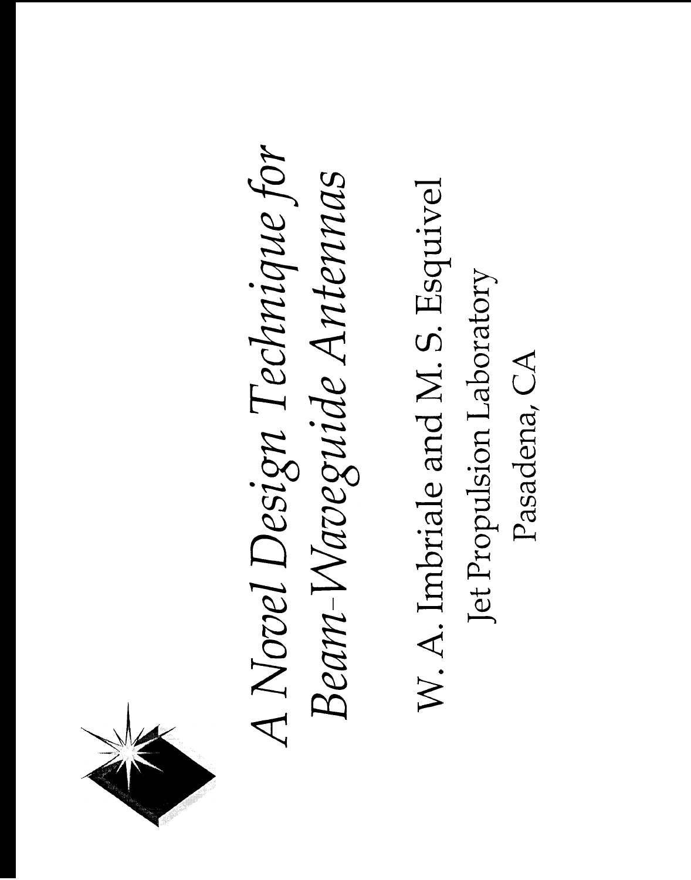# A Novel Design Technique for Beam-Waveguide Antennas

W. A. Imbriale and M. S. Esquivel

Jet Propulsion Laboratory

Pasadena, CA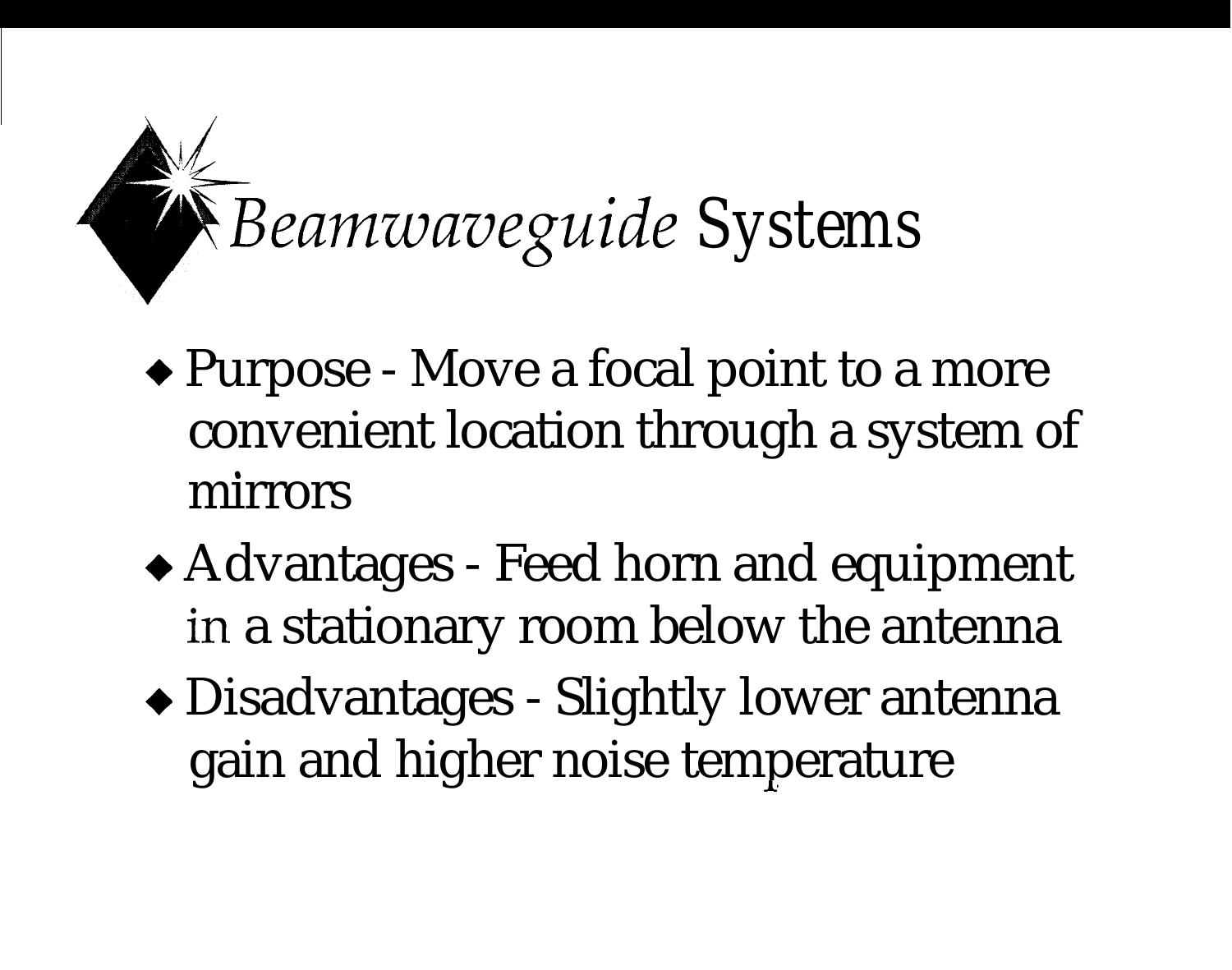# *Beamwaveguide* Systems

- Purpose - Move a focal point to a more convenient location through a system of mirrors
- Advantages - Feed horn and equipment in a stationary room below the antenna
- Disadvantages - Slightly lower antenna gain and higher noise temperature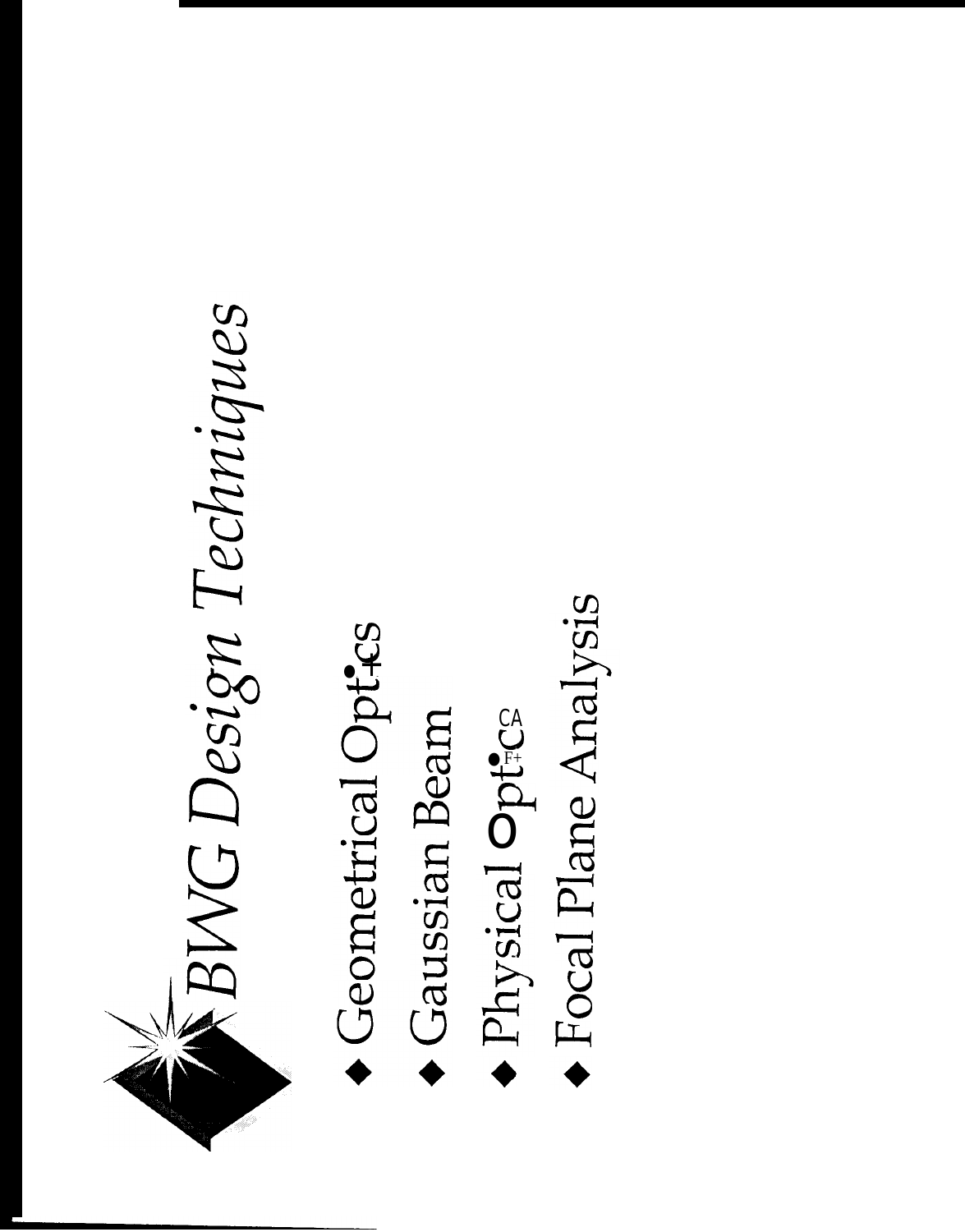# BWG Design Techniques

- Geometrical Optics
- Gaussian Beam
- Physical Optics
- Focal Plane Analysis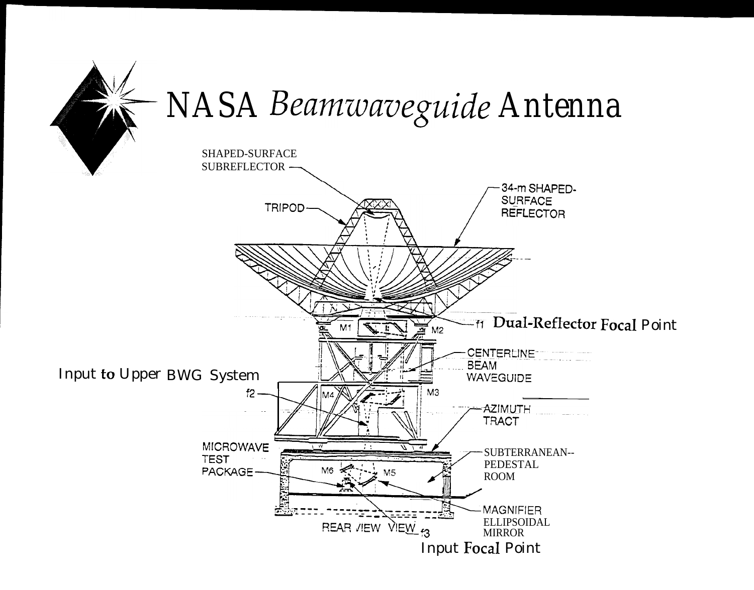# NASA *Beamwaveguide* Antenna

SHAPED-SURFACE SUBREFLECTOR

TRIPOD

34-m SHAPED-SURFACE REFLECTOR

f1 Dual-Reflector Focal Point

M1

M2

CENTERLINE BEAM WAVEGUIDE

Input to Upper BWG System

f2

M4

M3

AZIMUTH TRACT

MICROWAVE TEST PACKAGE

SUBTERRANEAN-- PEDESTAL ROOM

M6

M5

MAGNIFIER ELLIPSOIDAL MIRROR

REAR VIEW VIEW

f3

Input Focal Point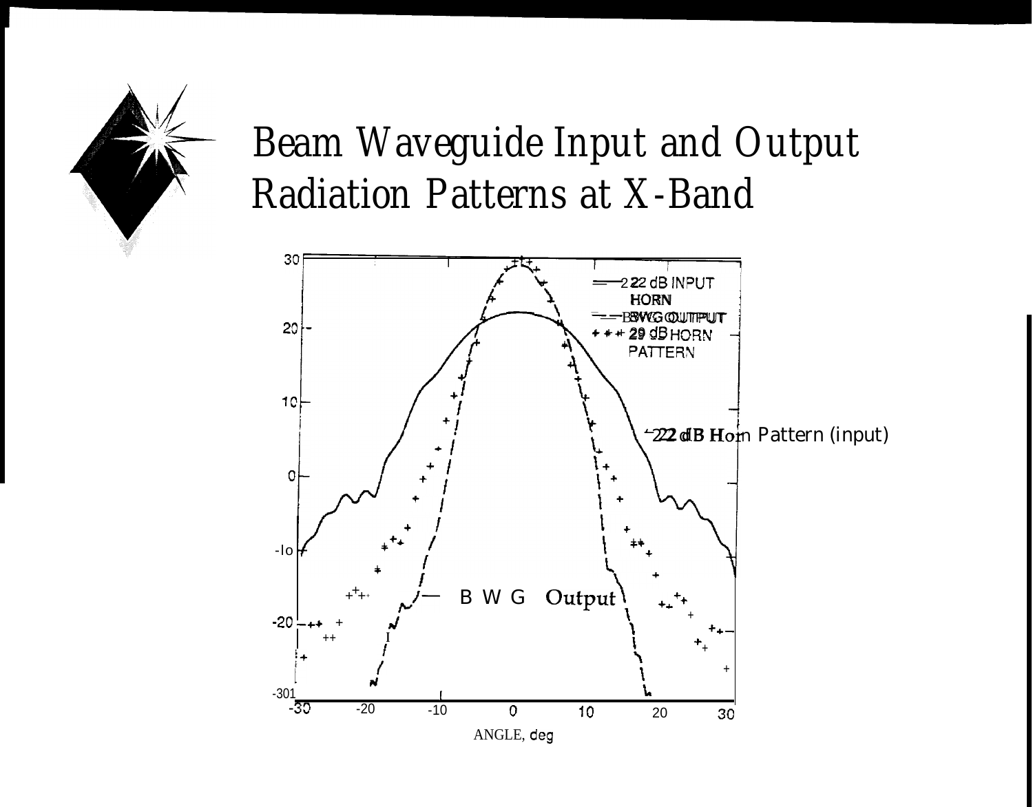# Beam Waveguide Input and Output Radiation Patterns at X-Band

22 dB INPUT HORN

BWG OUTPUT

29 dB HORN PATTERN

22 dB Horn Pattern (input)

BWG Output

ANGLE, deg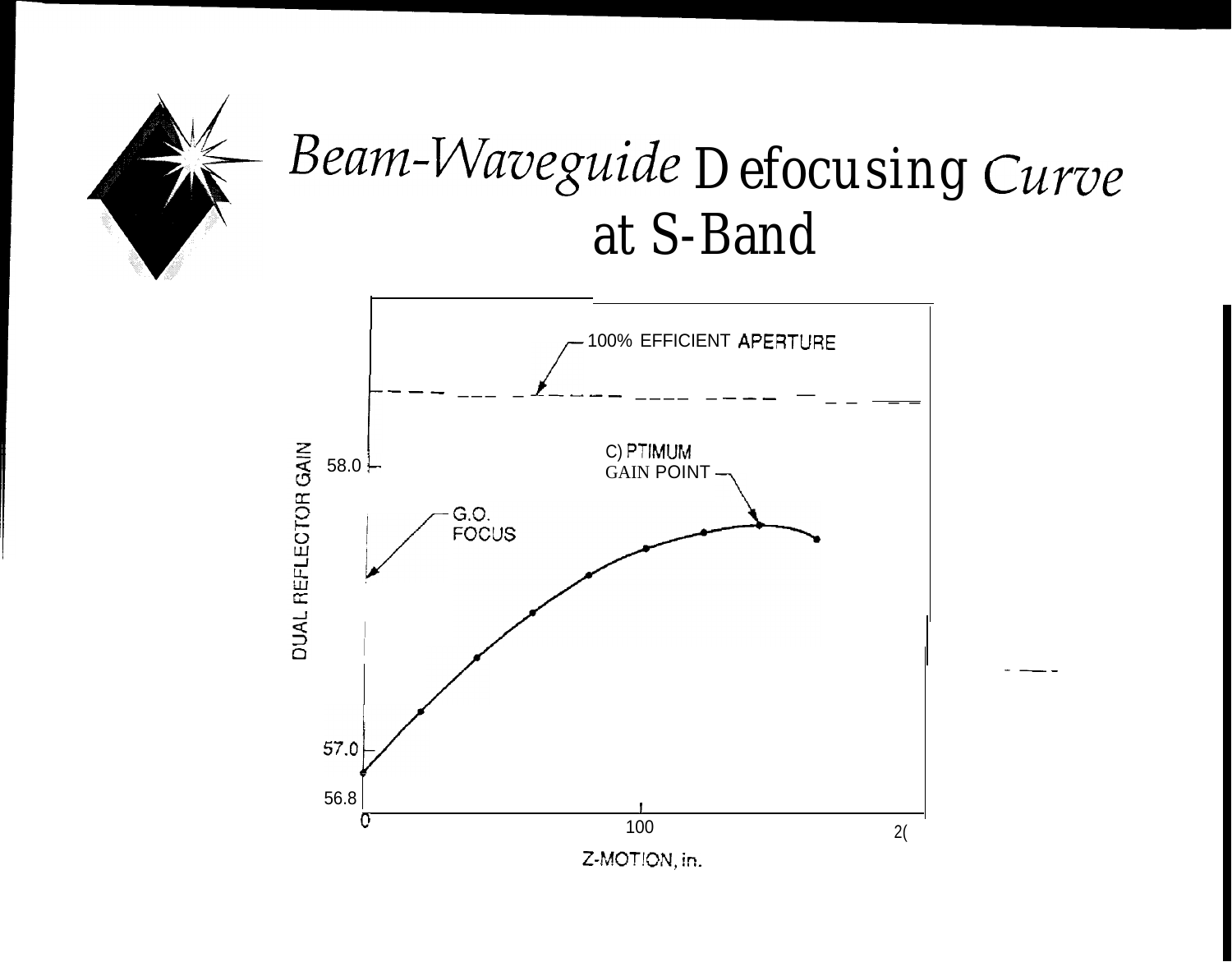# *Beam-Waveguide* Defocusing *Curve* at S-Band

100% EFFICIENT APERTURE

OPTIMUM GAIN POINT

G.O. FOCUS

DUAL REFLECTOR GAIN

58.0

57.0

56.8

0

100

2(

Z-MOTION, in.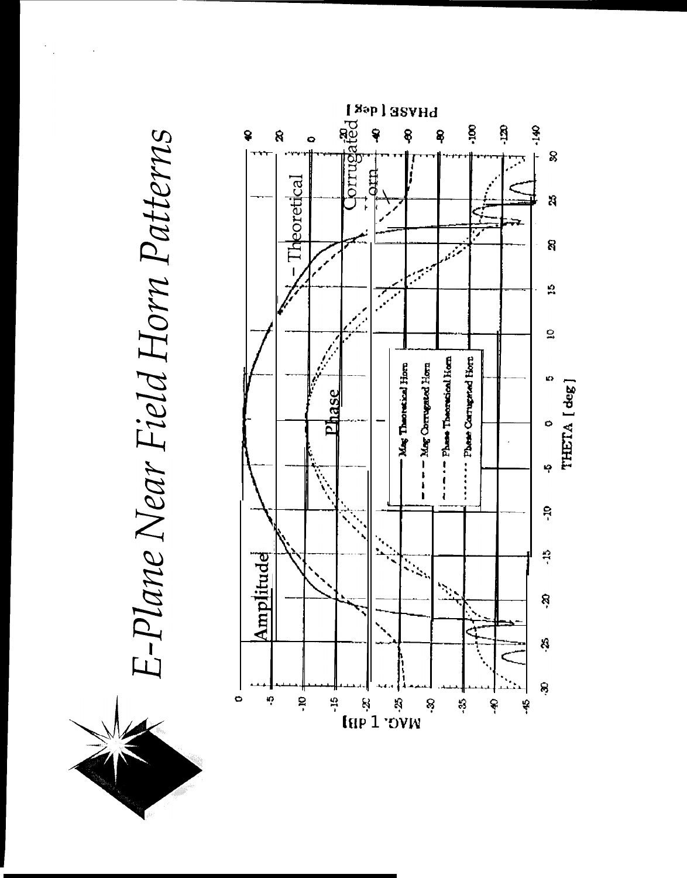# E-Plane Near Field Horn Patterns

Amplitude

Phase

Theoretical

Corrugated Horn

Mag Theoretical Horn

Mag Corrugated Horn

Phase Theoretical Horn

Phase Corrugated Horn

MAG. [ dB ]

PHASE [ deg ]

THETA [ deg ]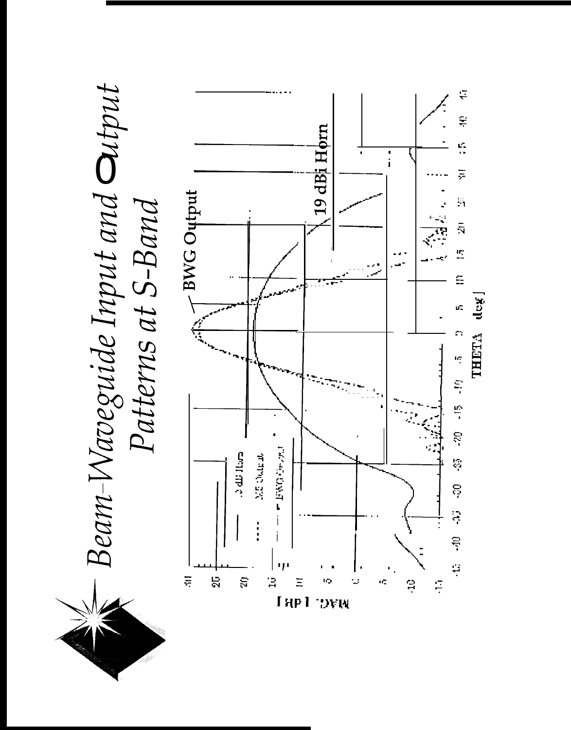# Beam-Waveguide Input and Output Patterns at S-Band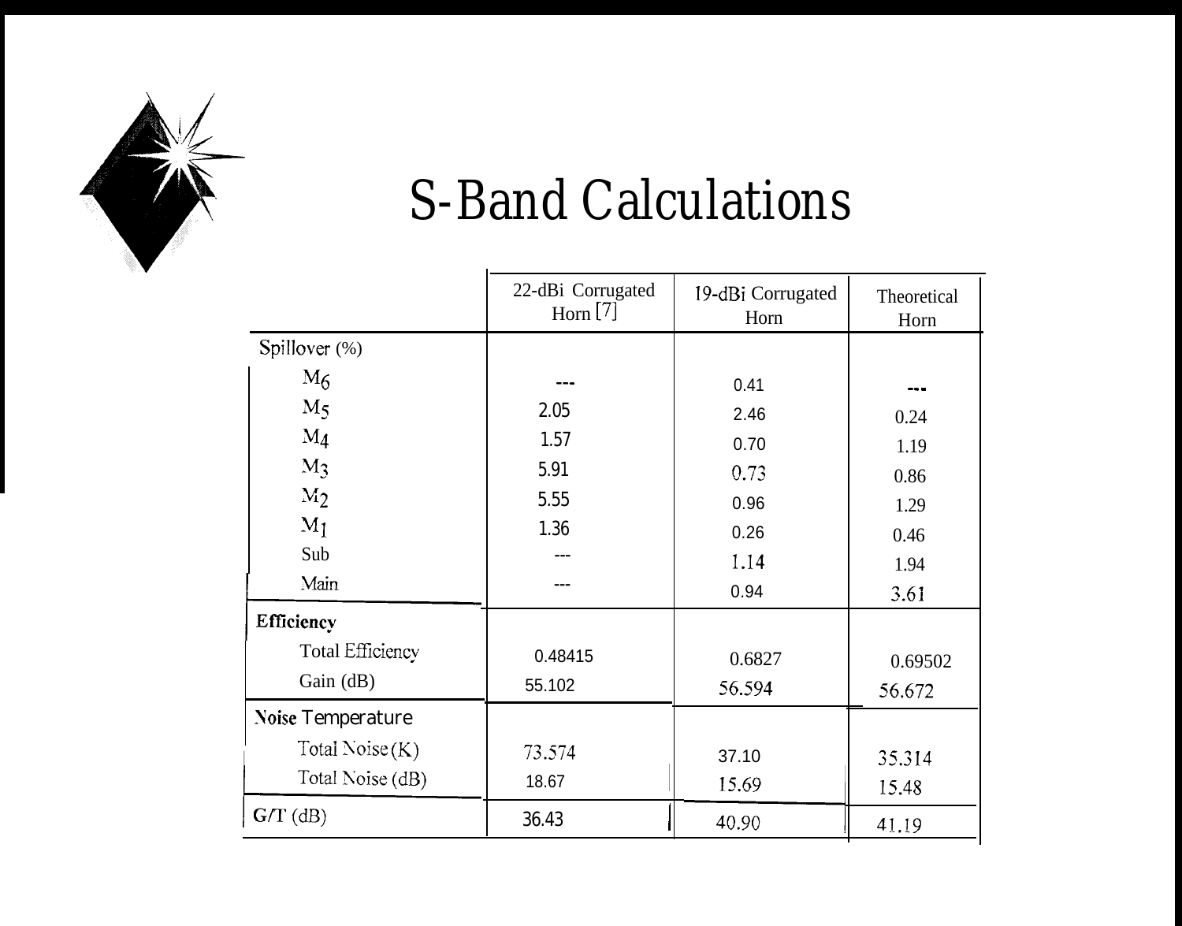# S-Band Calculations

| | 22-dBi Corrugated Horn [7] | 19-dBi Corrugated Horn | Theoretical Horn |
|---|---|---|---|
| **Spillover (%)** | | | |
| $M_6$ | --- | 0.41 | --- |
| $M_5$ | 2.05 | 2.46 | 0.24 |
| $M_4$ | 1.57 | 0.70 | 1.19 |
| $M_3$ | 5.91 | 0.73 | 0.86 |
| $M_2$ | 5.55 | 0.96 | 1.29 |
| $M_1$ | 1.36 | 0.26 | 0.46 |
| Sub | --- | 1.14 | 1.94 |
| Main | --- | 0.94 | 3.61 |
| **Efficiency** | | | |
| Total Efficiency | 0.48415 | 0.6827 | 0.69502 |
| Gain (dB) | 55.102 | 56.594 | 56.672 |
| **Noise Temperature** | | | |
| Total Noise (K) | 73.574 | 37.10 | 35.314 |
| Total Noise (dB) | 18.67 | 15.69 | 15.48 |
| **G/T (dB)** | 36.43 | 40.90 | 41.19 |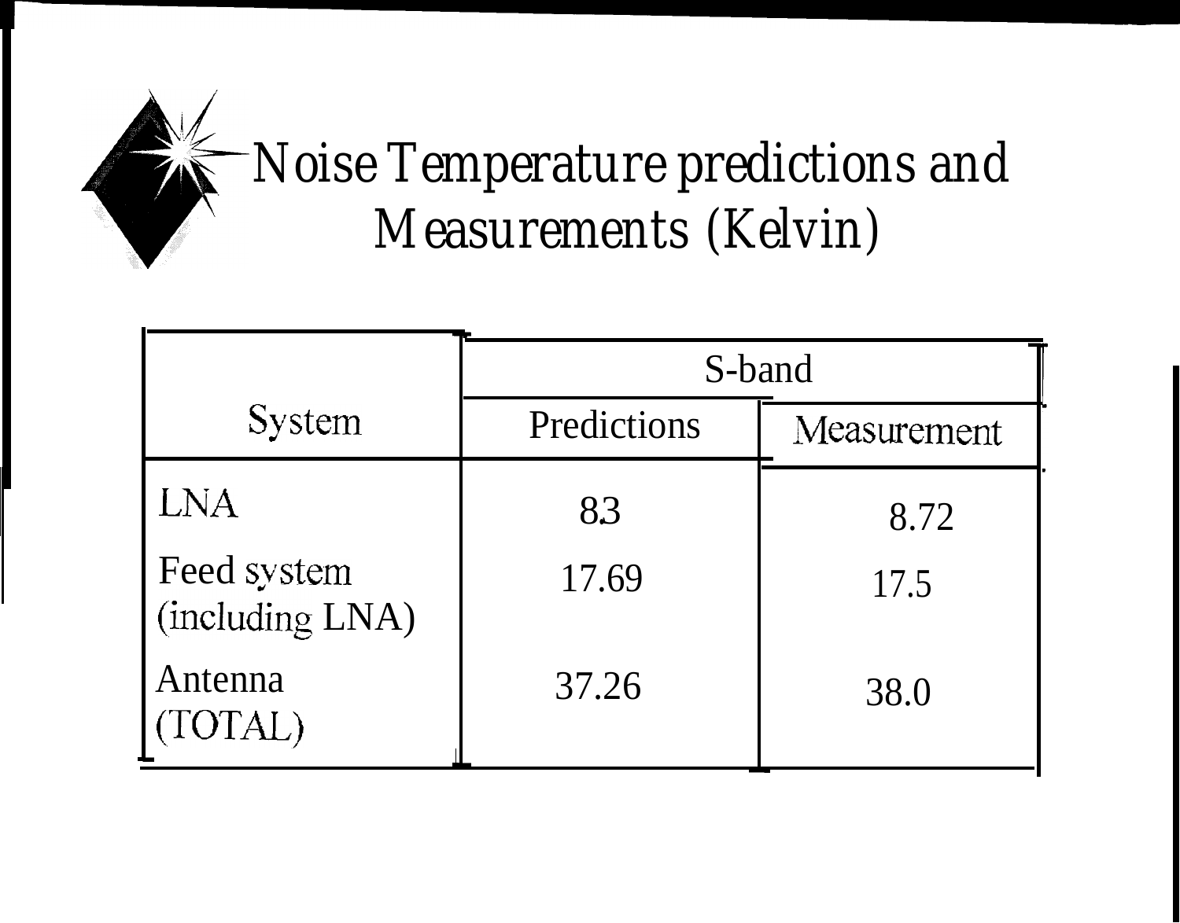# Noise Temperature predictions and Measurements (Kelvin)

| System | S-band | |
|---|---|---|
| | Predictions | Measurement |
| LNA | 8.3 | 8.72 |
| Feed system (including LNA) | 17.69 | 17.5 |
| Antenna (TOTAL) | 37.26 | 38.0 |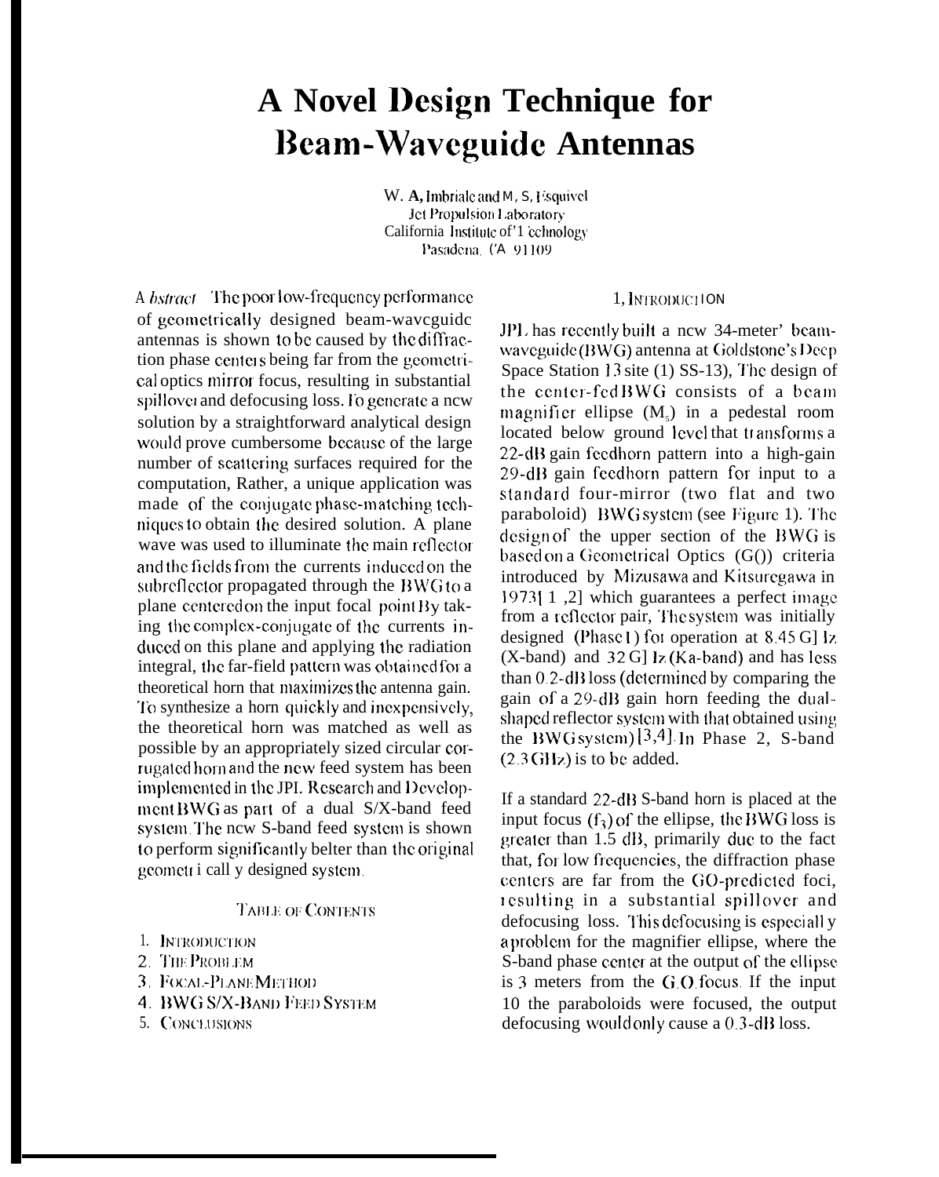# A Novel Design Technique for Beam-Waveguide Antennas

W. A. Imbriale and M. S. Esquivel
Jet Propulsion Laboratory
California Institute of Technology
Pasadena, CA 91109

*Abstract* The poor low-frequency performance of geometrically designed beam-waveguide antennas is shown to be caused by the diffraction phase centers being far from the geometrical optics mirror focus, resulting in substantial spillover and defocusing loss. To generate a new solution by a straightforward analytical design would prove cumbersome because of the large number of scattering surfaces required for the computation. Rather, a unique application was made of the conjugate phase-matching techniques to obtain the desired solution. A plane wave was used to illuminate the main reflector and the fields from the currents induced on the subreflector propagated through the BWG to a plane centered on the input focal point. By taking the complex-conjugate of the currents induced on this plane and applying the radiation integral, the far-field pattern was obtained for a theoretical horn that maximizes the antenna gain. To synthesize a horn quickly and inexpensively, the theoretical horn was matched as well as possible by an appropriately sized circular corrugated horn and the new feed system has been implemented in the JPL Research and Development BWG as part of a dual S/X-band feed system. The new S-band feed system is shown to perform significantly better than the original geometrically designed system.

TABLE OF CONTENTS

1. INTRODUCTION
2. THE PROBLEM
3. FOCAL-PLANE METHOD
4. BWG S/X-BAND FEED SYSTEM
5. CONCLUSIONS

## 1. INTRODUCTION

JPL has recently built a new 34-meter beam-waveguide (BWG) antenna at Goldstone's Deep Space Station 13 site (DSS-13). The design of the center-fed BWG consists of a beam magnifier ellipse ($M_5$) in a pedestal room located below ground level that transforms a 22-dB gain feedhorn pattern into a high-gain 29-dB gain feedhorn pattern for input to a standard four-mirror (two flat and two paraboloid) BWG system (see Figure 1). The design of the upper section of the BWG is based on a Geometrical Optics (GO) criteria introduced by Mizusawa and Kitsuregawa in 1973[1,2] which guarantees a perfect image from a reflector pair. The system was initially designed (Phase 1) for operation at 8.45 GHz (X-band) and 32 GHz (Ka-band) and has less than 0.2-dB loss (determined by comparing the gain of a 29-dB gain horn feeding the dual-shaped reflector system with that obtained using the BWG system)[3,4]. In Phase 2, S-band (2.3 GHz) is to be added.

If a standard 22-dB S-band horn is placed at the input focus ($f_3$) of the ellipse, the BWG loss is greater than 1.5 dB, primarily due to the fact that, for low frequencies, the diffraction phase centers are far from the GO-predicted foci, resulting in a substantial spillover and defocusing loss. This defocusing is especially a problem for the magnifier ellipse, where the S-band phase center at the output of the ellipse is 3 meters from the G.O. focus. If the input to the paraboloids were focused, the output defocusing would only cause a 0.3-dB loss.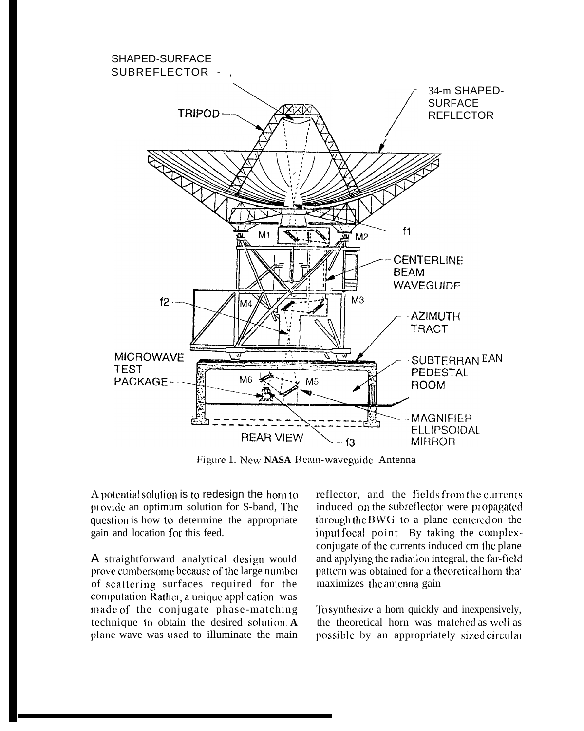Figure 1. New NASA Beam-waveguide Antenna

A potential solution is to redesign the horn to provide an optimum solution for S-band, The question is how to determine the appropriate gain and location for this feed.

A straightforward analytical design would prove cumbersome because of the large number of scattering surfaces required for the computation. Rather, a unique application was made of the conjugate phase-matching technique to obtain the desired solution. A plane wave was used to illuminate the main reflector, and the fields from the currents induced on the subreflector were propagated through the BWG to a plane centered on the input focal point By taking the complex-conjugate of the currents induced cm the plane and applying the radiation integral, the far-field pattern was obtained for a theoretical horn that maximizes the antenna gain

To synthesize a horn quickly and inexpensively, the theoretical horn was matched as well as possible by an appropriately sized circular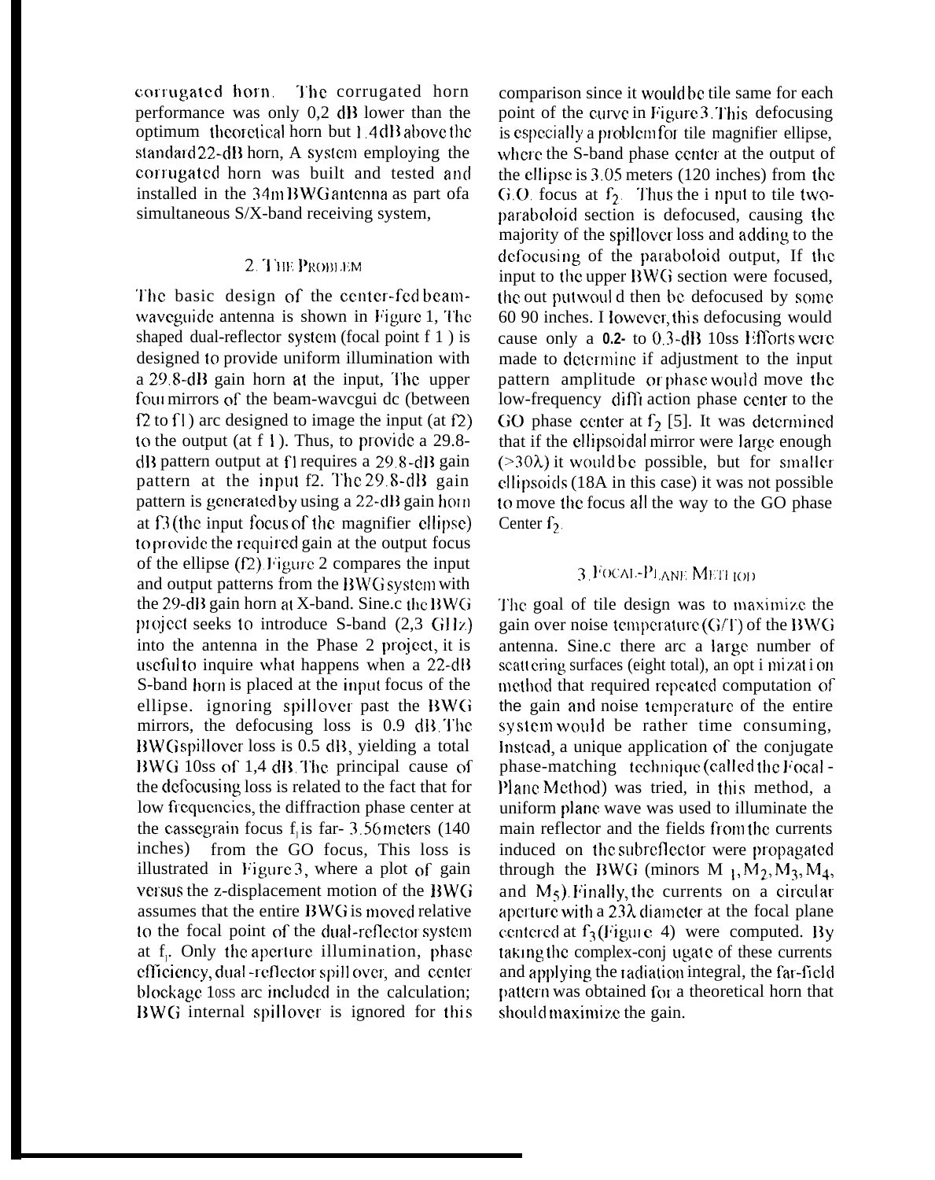corrugated horn. The corrugated horn performance was only 0,2 dB lower than the optimum theoretical horn but 1.4dB above the standard 22-dB horn, A system employing the corrugated horn was built and tested and installed in the 34m BWG antenna as part of a simultaneous S/X-band receiving system,

## 2. The Problem

The basic design of the center-fed beam-waveguide antenna is shown in Figure 1, The shaped dual-reflector system (focal point f 1 ) is designed to provide uniform illumination with a 29.8-dB gain horn at the input, The upper four mirrors of the beam-waveguide (between f2 to f1) are designed to image the input (at f2) to the output (at f 1). Thus, to provide a 29.8-dB pattern output at f1 requires a 29.8-dB gain pattern at the input f2. The 29.8-dB gain pattern is generated by using a 22-dB gain horn at f3 (the input focus of the magnifier ellipse) to provide the required gain at the output focus of the ellipse (f2). Figure 2 compares the input and output patterns from the BWG system with the 29-dB gain horn at X-band. Sine.c the BWG project seeks to introduce S-band (2,3 GHz) into the antenna in the Phase 2 project, it is useful to inquire what happens when a 22-dB S-band horn is placed at the input focus of the ellipse. ignoring spillover past the BWG mirrors, the defocusing loss is 0.9 dB. The BWG spillover loss is 0.5 dB, yielding a total BWG 10ss of 1,4 dB. The principal cause of the defocusing loss is related to the fact that for low frequencies, the diffraction phase center at the cassegrain focus $f_i$ is far- 3.56 meters (140 inches) from the GO focus, This loss is illustrated in Figure 3, where a plot of gain versus the z-displacement motion of the BWG assumes that the entire BWG is moved relative to the focal point of the dual-reflector system at $f_i$. Only the aperture illumination, phase efficiency, dual-reflector spill over, and center blockage 1oss are included in the calculation; BWG internal spillover is ignored for this comparison since it would be tile same for each point of the curve in Figure 3. This defocusing is especially a problem for tile magnifier ellipse, where the S-band phase center at the output of the ellipse is 3.05 meters (120 inches) from the G.O. focus at $f_2$. Thus the i nput to tile two-paraboloid section is defocused, causing the majority of the spillover loss and adding to the defocusing of the paraboloid output, If the input to the upper BWG section were focused, the out put would then be defocused by some 60 90 inches. However, this defocusing would cause only a **0.2-** to 0.3-dB 10ss Efforts were made to determine if adjustment to the input pattern amplitude or phase would move the low-frequency diffraction phase center to the GO phase center at $f_2$ [5]. It was determined that if the ellipsoidal mirror were large enough (>30λ) it would be possible, but for smaller ellipsoids (18A in this case) it was not possible to move the focus all the way to the GO phase Center $f_2$.

## 3. Focal-Plane Method

The goal of tile design was to maximize the gain over noise temperature (G/T) of the BWG antenna. Sine.c there are a large number of scattering surfaces (eight total), an opt i mizat i on method that required repeated computation of the gain and noise temperature of the entire system would be rather time consuming, Instead, a unique application of the conjugate phase-matching technique (called the Focal-Plane Method) was tried, in this method, a uniform plane wave was used to illuminate the main reflector and the fields from the currents induced on the subreflector were propagated through the BWG (minors $M_1, M_2, M_3, M_4$, and $M_5$). Finally, the currents on a circular aperture with a 23λ diameter at the focal plane centered at $f_3$ (Figure 4) were computed. By taking the complex-conj ugate of these currents and applying the radiation integral, the far-field pattern was obtained for a theoretical horn that should maximize the gain.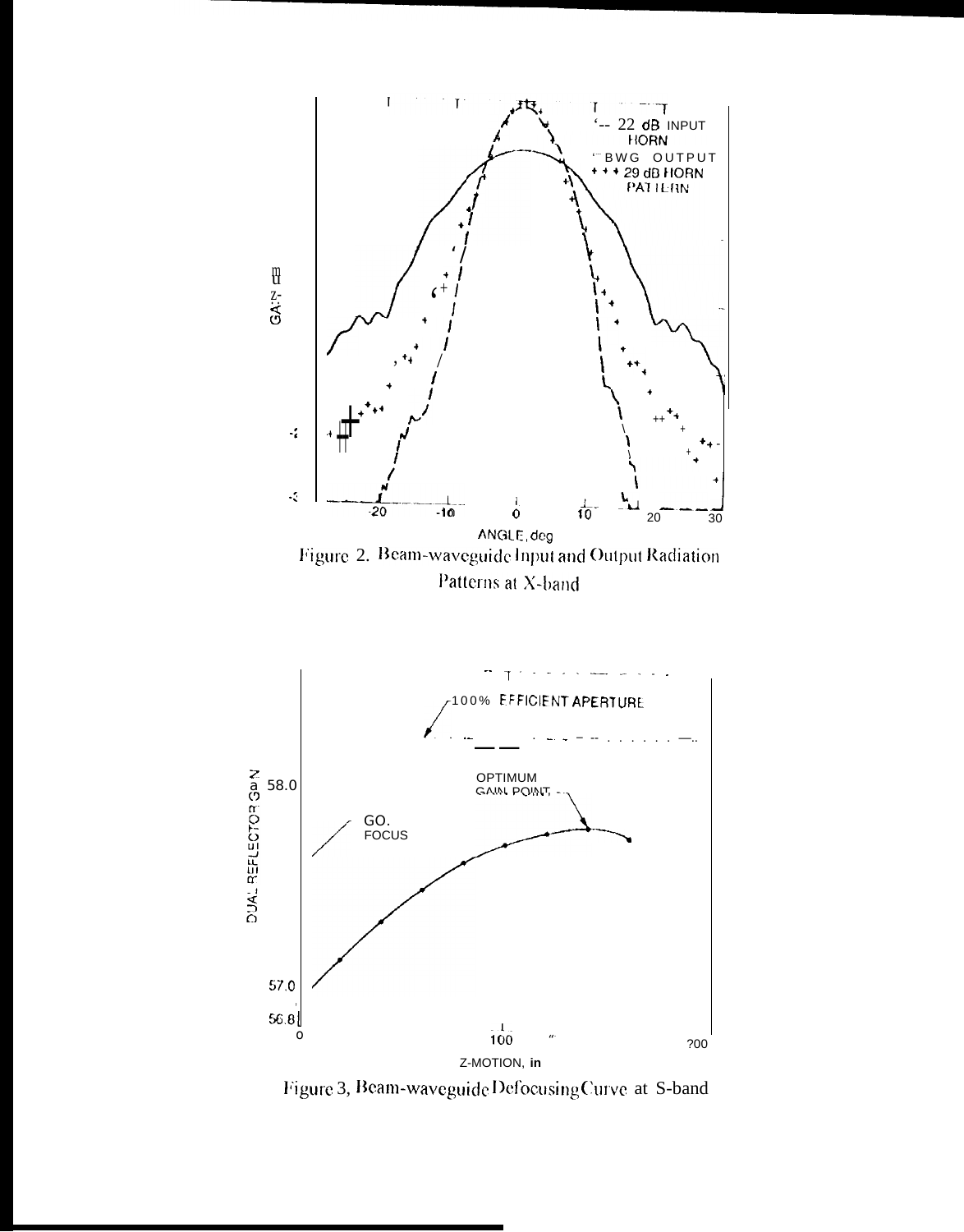Figure 2. Beam-waveguide Input and Output Radiation Patterns at X-band

Figure 3, Beam-waveguide Defocusing Curve at S-band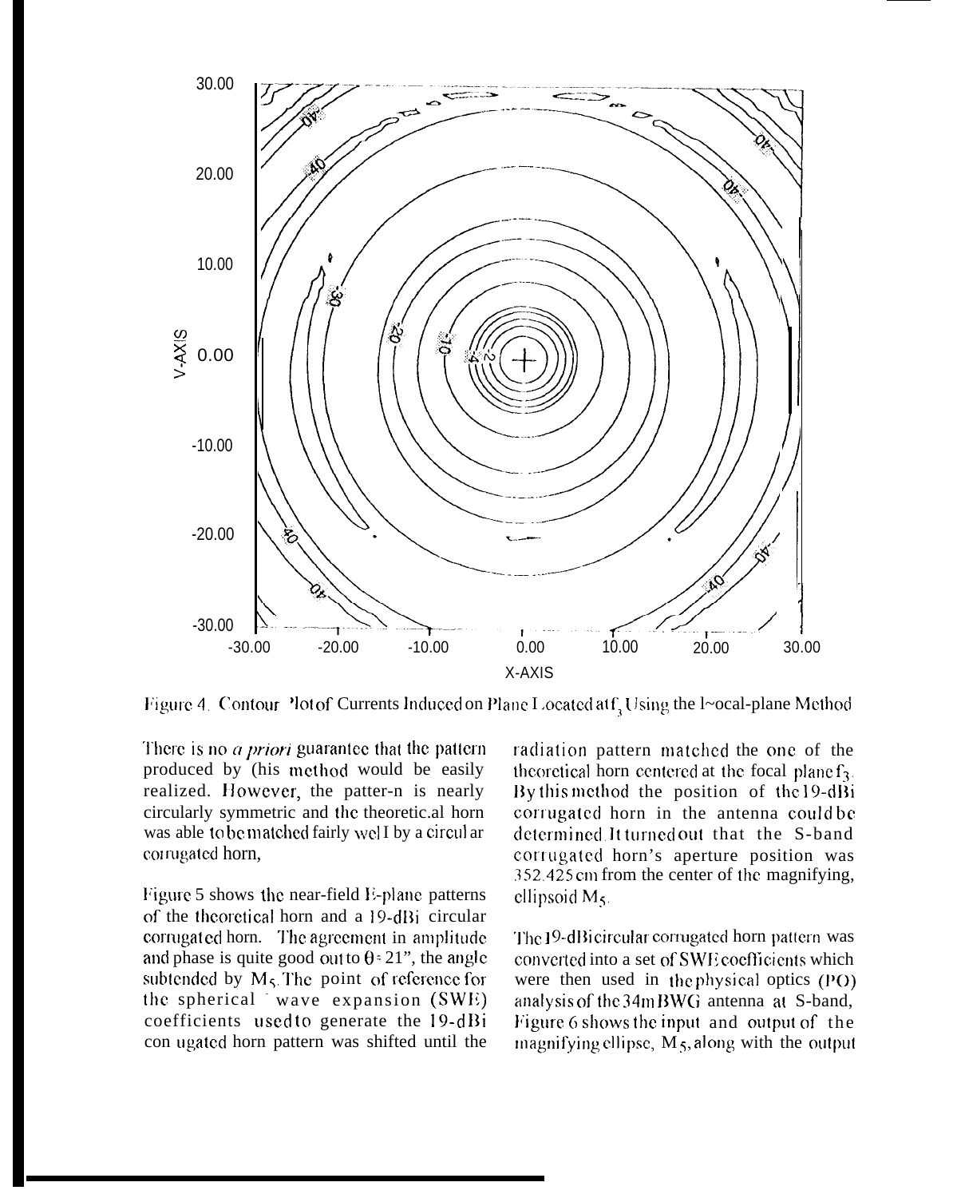Figure 4. Contour Plot of Currents Induced on Plane Located at $f_3$ Using the Focal-plane Method

There is no *a priori* guarantee that the pattern produced by this method would be easily realized. However, the pattern is nearly circularly symmetric and the theoretical horn was able to be matched fairly well by a circular corrugated horn,

Figure 5 shows the near-field E-plane patterns of the theoretical horn and a 19-dBi circular corrugated horn. The agreement in amplitude and phase is quite good out to $\theta = 21°$, the angle subtended by $M_5$. The point of reference for the spherical wave expansion (SWE) coefficients used to generate the 19-dBi corrugated horn pattern was shifted until the radiation pattern matched the one of the theoretical horn centered at the focal plane $f_3$. By this method the position of the 19-dBi corrugated horn in the antenna could be determined. It turned out that the S-band corrugated horn's aperture position was 352.425 cm from the center of the magnifying, ellipsoid $M_5$.

The 19-dBi circular corrugated horn pattern was converted into a set of SWE coefficients which were then used in the physical optics (PO) analysis of the 34m BWG antenna at S-band, Figure 6 shows the input and output of the magnifying ellipse, $M_5$, along with the output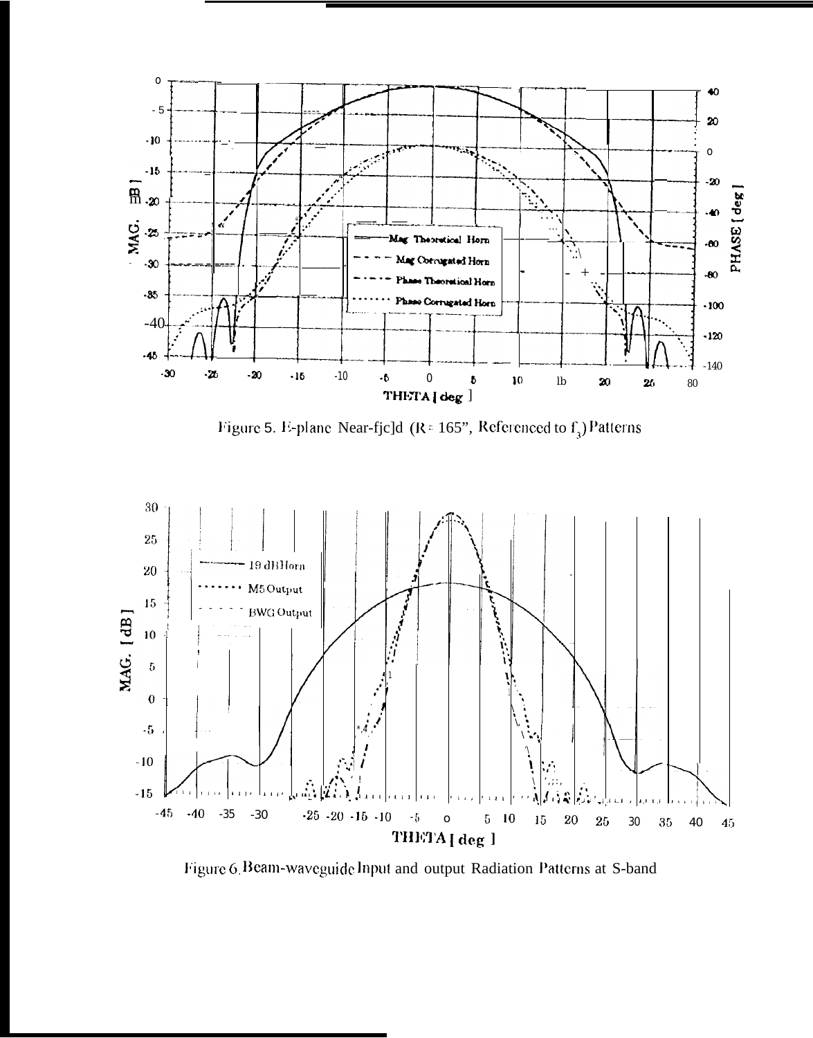Figure 5. E-plane Near-field (R = 165", Referenced to $f_3$) Patterns

Figure 6. Beam-waveguide Input and output Radiation Patterns at S-band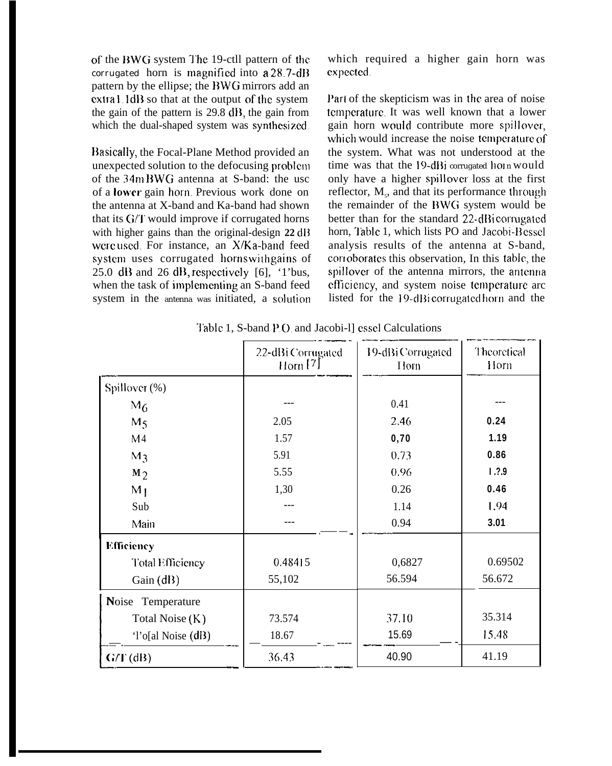of the BWG system The 19-dB pattern of the corrugated horn is magnified into a 28.7-dB pattern by the ellipse; the BWG mirrors add an extra 1.1dB so that at the output of the system the gain of the pattern is 29.8 dB, the gain from which the dual-shaped system was synthesized.

Basically, the Focal-Plane Method provided an unexpected solution to the defocusing problem of the 34m BWG antenna at S-band: the use of a lower gain horn. Previous work done on the antenna at X-band and Ka-band had shown that its G/T would improve if corrugated horns with higher gains than the original-design 22 dB were used. For instance, an X/Ka-band feed system uses corrugated horns with gains of 25.0 dB and 26 dB, respectively [6], Thus, when the task of implementing an S-band feed system in the antenna was initiated, a solution which required a higher gain horn was expected.

Part of the skepticism was in the area of noise temperature. It was well known that a lower gain horn would contribute more spillover, which would increase the noise temperature of the system. What was not understood at the time was that the 19-dBi corrugated horn would only have a higher spillover loss at the first reflector, $M_5$, and that its performance through the remainder of the BWG system would be better than for the standard 22-dBi corrugated horn, Table 1, which lists PO and Jacobi-Bessel analysis results of the antenna at S-band, corroborates this observation, In this table, the spillover of the antenna mirrors, the antenna efficiency, and system noise temperature are listed for the 19-dBi corrugated horn and the

Table 1, S-band P.O. and Jacobi-Bessel Calculations

| | 22-dBi Corrugated Horn [7] | 19-dBi Corrugated Horn | Theoretical Horn |
|---|---|---|---|
| Spillover (%) | | | |
| $M_6$ | --- | 0.41 | --- |
| $M_5$ | 2.05 | 2.46 | 0.24 |
| $M_4$ | 1.57 | 0.70 | 1.19 |
| $M_3$ | 5.91 | 0.73 | 0.86 |
| $M_2$ | 5.55 | 0.96 | 1.29 |
| $M_1$ | 1,30 | 0.26 | 0.46 |
| Sub | --- | 1.14 | 1.94 |
| Main | --- | 0.94 | 3.01 |
| **Efficiency** | | | |
| Total Efficiency | 0.48415 | 0,6827 | 0.69502 |
| Gain (dB) | 55,102 | 56.594 | 56.672 |
| **Noise Temperature** | | | |
| Total Noise (K) | 73.574 | 37.10 | 35.314 |
| Total Noise (dB) | 18.67 | 15.69 | 15.48 |
| G/T (dB) | 36.43 | 40.90 | 41.19 |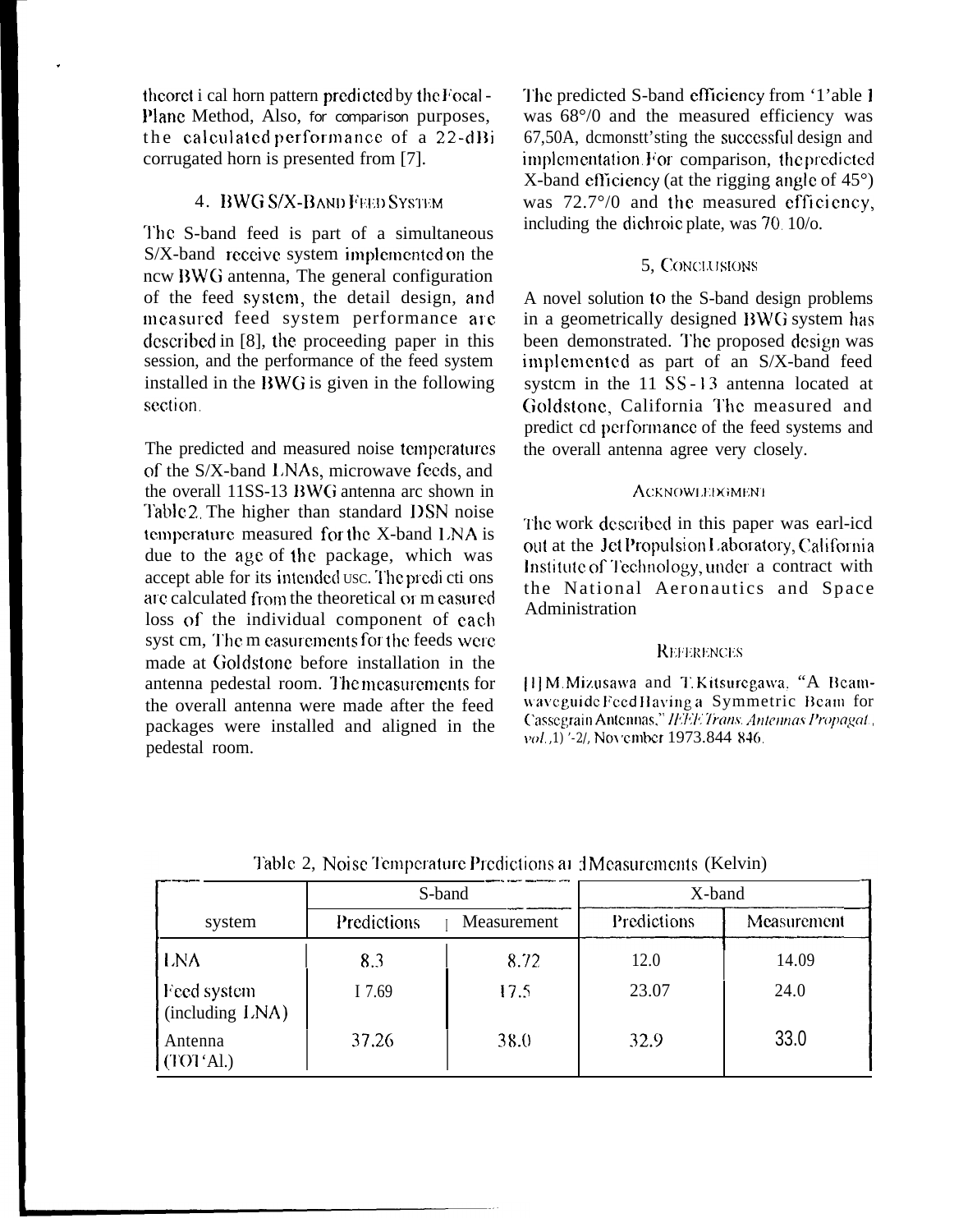theoretical horn pattern predicted by the Focal-Plane Method, Also, for comparison purposes, the calculated performance of a 22-dBi corrugated horn is presented from [7].

## 4. BWG S/X-BAND FEED SYSTEM

The S-band feed is part of a simultaneous S/X-band receive system implemented on the new BWG antenna, The general configuration of the feed system, the detail design, and measured feed system performance are described in [8], the proceeding paper in this session, and the performance of the feed system installed in the BWG is given in the following section.

The predicted and measured noise temperatures of the S/X-band LNAs, microwave feeds, and the overall 11SS-13 BWG antenna are shown in Table 2. The higher than standard DSN noise temperature measured for the X-band LNA is due to the age of the package, which was accept able for its intended use. The predictions are calculated from the theoretical or measured loss of the individual component of each system, The measurements for the feeds were made at Goldstone before installation in the antenna pedestal room. The measurements for the overall antenna were made after the feed packages were installed and aligned in the pedestal room.

The predicted S-band efficiency from Table 1 was 68% and the measured efficiency was 67.5%, demonstrating the successful design and implementation. For comparison, the predicted X-band efficiency (at the rigging angle of 45°) was 72.7% and the measured efficiency, including the dichroic plate, was 70.1%.

## 5. CONCLUSIONS

A novel solution to the S-band design problems in a geometrically designed BWG system has been demonstrated. The proposed design was implemented as part of an S/X-band feed system in the 11 SS-13 antenna located at Goldstone, California The measured and predicted performance of the feed systems and the overall antenna agree very closely.

### ACKNOWLEDGMENT

The work described in this paper was carried out at the Jet Propulsion Laboratory, California Institute of Technology, under a contract with the National Aeronautics and Space Administration

### REFERENCES

[1] M. Mizusawa and T. Kitsuregawa, "A Beam-waveguide Feed Having a Symmetric Beam for Cassegrain Antennas," *IEEE Trans. Antennas Propagat.*, vol. AP-21, November 1973. 844-846.

Table 2, Noise Temperature Predictions and Measurements (Kelvin)

| system | S-band | | X-band | |
|---|---|---|---|---|
| | Predictions | Measurement | Predictions | Measurement |
| LNA | 8.3 | 8.72 | 12.0 | 14.09 |
| Feed system (including LNA) | 17.69 | 17.5 | 23.07 | 24.0 |
| Antenna (TOTAL) | 37.26 | 38.0 | 32.9 | 33.0 |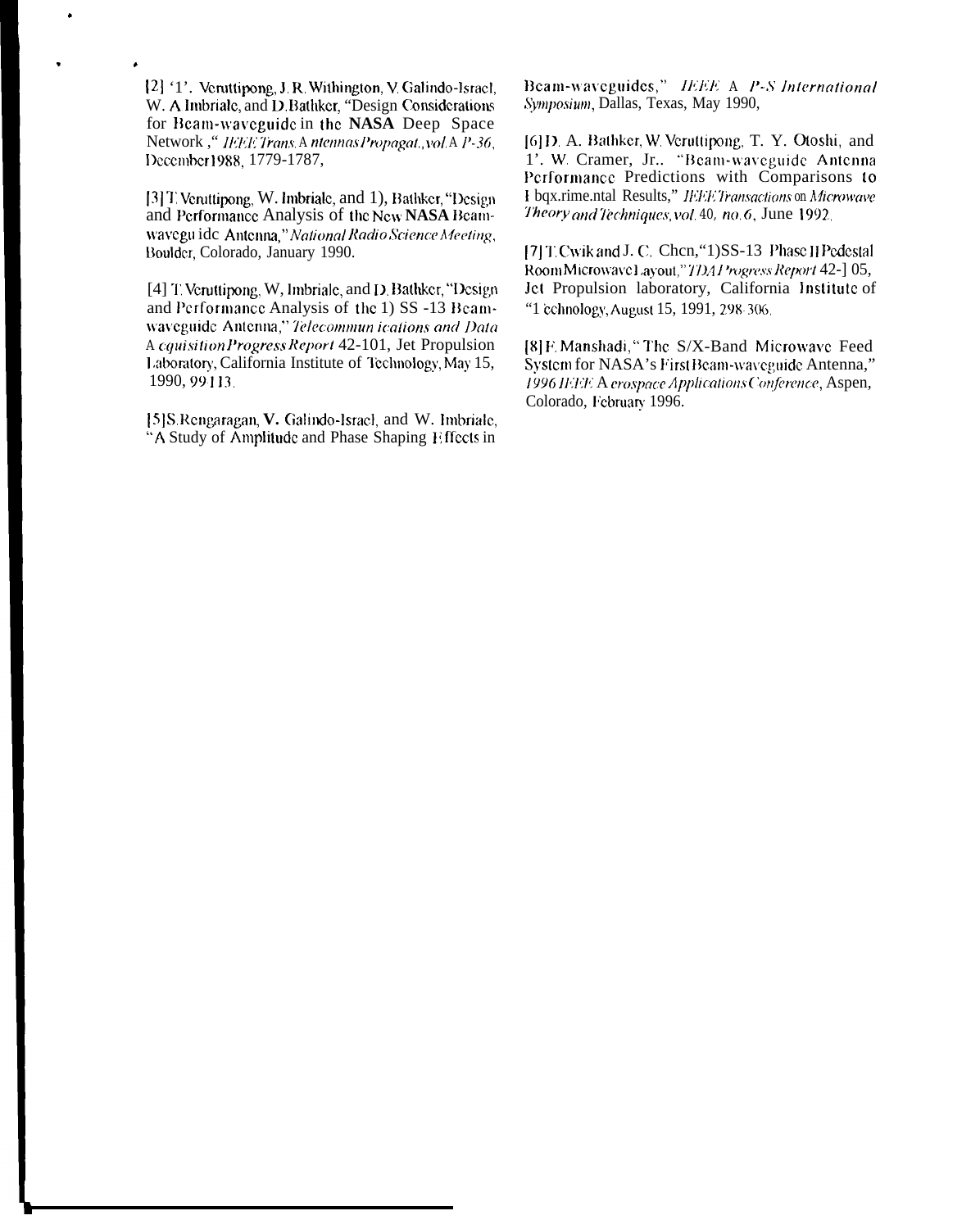[2] '1'. Veruttipong, J. R. Withington, V. Galindo-Israel, W. A Imbriale, and D. Bathker, "Design Considerations for Beam-waveguide in the **NASA** Deep Space Network ," *IEEE Trans. A ntennas Propagat., vol. A P-36,* December 1988, 1779-1787,

[3] T. Veruttipong, W. Imbriale, and 1), Bathker, "Design and Performance Analysis of the New **NASA** Beam-wavegu ide Antenna," *National Radio Science Meeting*, Boulder, Colorado, January 1990.

[4] T. Veruttipong, W, Imbriale, and D. Bathker, "Design and Performance Analysis of the 1) SS -13 Beam-waveguide Antenna," *Telecommun ications and Data A cquisition Progress Report* 42-101, Jet Propulsion Laboratory, California Institute of Technology, May 15, 1990, 99-113.

[5] S. Rengaragan, **V.** Galindo-Israel, and W. Imbriale, "A Study of Amplitude and Phase Shaping Effects in Beam-waveguides," *IEEE A P-S International Symposium*, Dallas, Texas, May 1990,

[6] D. A. Bathker, W. Veruttipong, T. Y. Otoshi, and 1'. W. Cramer, Jr.. "Beam-waveguide Antenna Performance Predictions with Comparisons to I bqx.rime.ntal Results," *IEEE Transactions on Microwave Theory and Techniques, vol.* 40, *no. 6*, June 1992.

[7] T. Cwik and J. C. Chen, "1)SS-13 Phase II Pedestal Room Microwave Layout," *TDA Progress Report* 42-] 05, Jet Propulsion laboratory, California Institute of "1 echnology, August 15, 1991, 298-306.

[8] F. Manshadi, "The S/X-Band Microwave Feed System for NASA's First Beam-waveguide Antenna," *1996 IEEE A erospace Applications Conference*, Aspen, Colorado, February 1996.